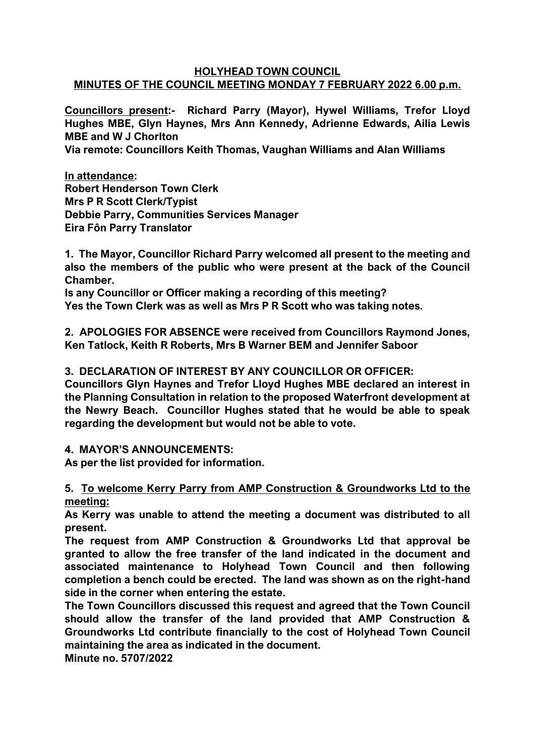## HOLYHEAD TOWN COUNCIL

## MINUTES OF THE COUNCIL MEETING MONDAY 7 FEBRUARY 2022 6.00 p.m.

**Councillors present:- Richard Parry (Mayor), Hywel Williams, Trefor Lloyd Hughes MBE, Glyn Haynes, Mrs Ann Kennedy, Adrienne Edwards, Ailia Lewis MBE and W J Chorlton**

**Via remote: Councillors Keith Thomas, Vaughan Williams and Alan Williams**

**In attendance:**
**Robert Henderson Town Clerk**
**Mrs P R Scott Clerk/Typist**
**Debbie Parry, Communities Services Manager**
**Eira Fôn Parry Translator**

**1. The Mayor, Councillor Richard Parry welcomed all present to the meeting and also the members of the public who were present at the back of the Council Chamber.**

**Is any Councillor or Officer making a recording of this meeting?**

**Yes the Town Clerk was as well as Mrs P R Scott who was taking notes.**

**2. APOLOGIES FOR ABSENCE were received from Councillors Raymond Jones, Ken Tatlock, Keith R Roberts, Mrs B Warner BEM and Jennifer Saboor**

**3. DECLARATION OF INTEREST BY ANY COUNCILLOR OR OFFICER:**

**Councillors Glyn Haynes and Trefor Lloyd Hughes MBE declared an interest in the Planning Consultation in relation to the proposed Waterfront development at the Newry Beach. Councillor Hughes stated that he would be able to speak regarding the development but would not be able to vote.**

**4. MAYOR'S ANNOUNCEMENTS:**

**As per the list provided for information.**

**5. To welcome Kerry Parry from AMP Construction & Groundworks Ltd to the meeting:**

**As Kerry was unable to attend the meeting a document was distributed to all present.**

**The request from AMP Construction & Groundworks Ltd that approval be granted to allow the free transfer of the land indicated in the document and associated maintenance to Holyhead Town Council and then following completion a bench could be erected. The land was shown as on the right-hand side in the corner when entering the estate.**

**The Town Councillors discussed this request and agreed that the Town Council should allow the transfer of the land provided that AMP Construction & Groundworks Ltd contribute financially to the cost of Holyhead Town Council maintaining the area as indicated in the document.**

**Minute no. 5707/2022**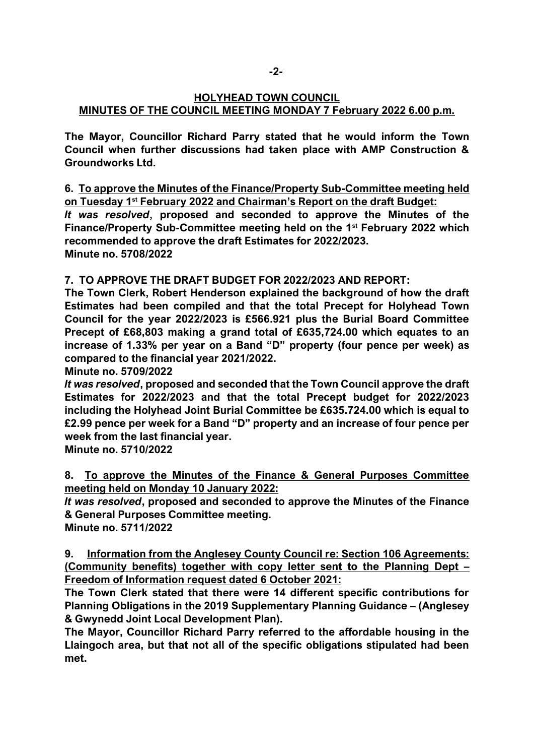## HOLYHEAD TOWN COUNCIL
## MINUTES OF THE COUNCIL MEETING MONDAY 7 February 2022 6.00 p.m.

**The Mayor, Councillor Richard Parry stated that he would inform the Town Council when further discussions had taken place with AMP Construction & Groundworks Ltd.**

**6. <u>To approve the Minutes of the Finance/Property Sub-Committee meeting held on Tuesday 1st February 2022 and Chairman's Report on the draft Budget:</u>**

***It was resolved*, proposed and seconded to approve the Minutes of the Finance/Property Sub-Committee meeting held on the 1st February 2022 which recommended to approve the draft Estimates for 2022/2023.**
**Minute no. 5708/2022**

**7. <u>TO APPROVE THE DRAFT BUDGET FOR 2022/2023 AND REPORT</u>:**

**The Town Clerk, Robert Henderson explained the background of how the draft Estimates had been compiled and that the total Precept for Holyhead Town Council for the year 2022/2023 is £566.921 plus the Burial Board Committee Precept of £68,803 making a grand total of £635,724.00 which equates to an increase of 1.33% per year on a Band "D" property (four pence per week) as compared to the financial year 2021/2022.**
**Minute no. 5709/2022**

***It was resolved*, proposed and seconded that the Town Council approve the draft Estimates for 2022/2023 and that the total Precept budget for 2022/2023 including the Holyhead Joint Burial Committee be £635.724.00 which is equal to £2.99 pence per week for a Band "D" property and an increase of four pence per week from the last financial year.**
**Minute no. 5710/2022**

**8. <u>To approve the Minutes of the Finance & General Purposes Committee meeting held on Monday 10 January 2022:</u>**

***It was resolved*, proposed and seconded to approve the Minutes of the Finance & General Purposes Committee meeting.**
**Minute no. 5711/2022**

**9. <u>Information from the Anglesey County Council re: Section 106 Agreements: (Community benefits) together with copy letter sent to the Planning Dept – Freedom of Information request dated 6 October 2021:</u>**

**The Town Clerk stated that there were 14 different specific contributions for Planning Obligations in the 2019 Supplementary Planning Guidance – (Anglesey & Gwynedd Joint Local Development Plan).**

**The Mayor, Councillor Richard Parry referred to the affordable housing in the Llaingoch area, but that not all of the specific obligations stipulated had been met.**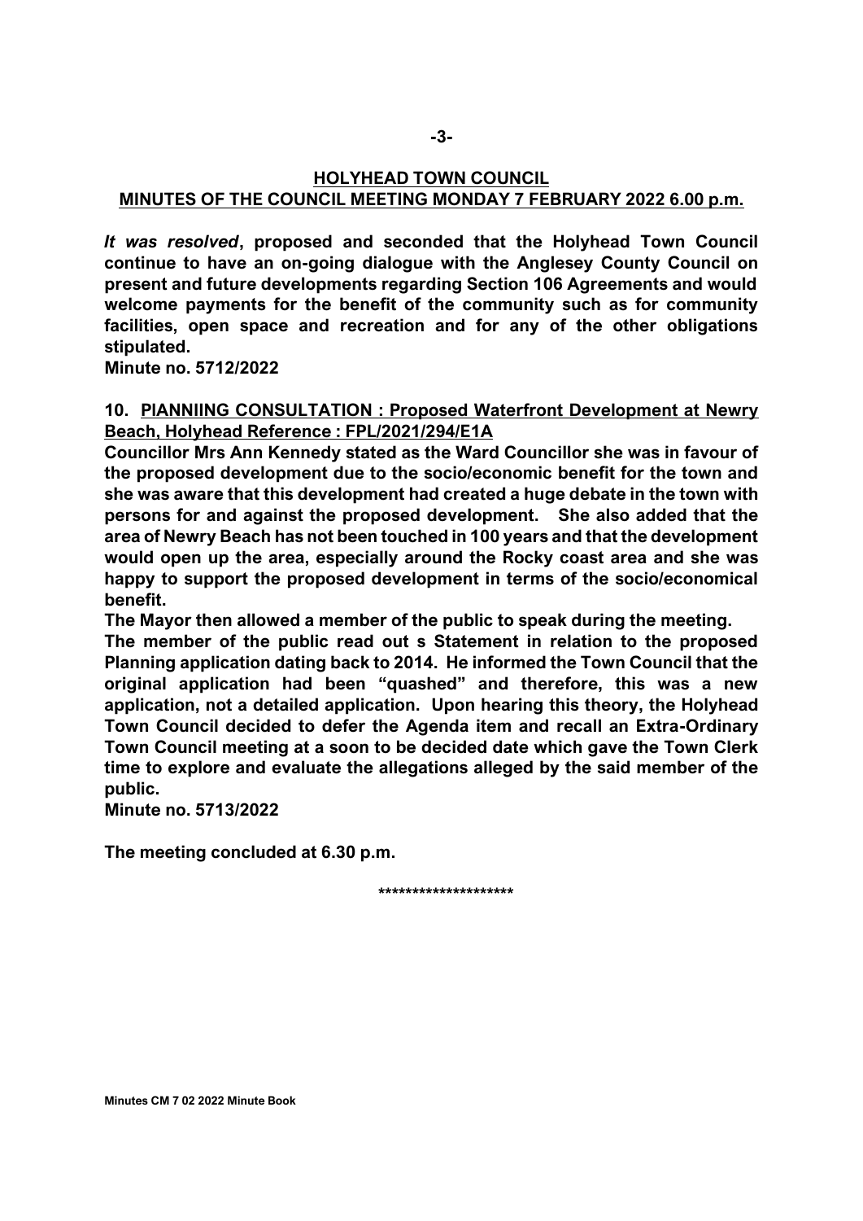## HOLYHEAD TOWN COUNCIL
## MINUTES OF THE COUNCIL MEETING MONDAY 7 FEBRUARY 2022 6.00 p.m.

***It was resolved*, proposed and seconded that the Holyhead Town Council continue to have an on-going dialogue with the Anglesey County Council on present and future developments regarding Section 106 Agreements and would welcome payments for the benefit of the community such as for community facilities, open space and recreation and for any of the other obligations stipulated.**

**Minute no. 5712/2022**

**10. PlANNIING CONSULTATION : Proposed Waterfront Development at Newry Beach, Holyhead Reference : FPL/2021/294/E1A**

**Councillor Mrs Ann Kennedy stated as the Ward Councillor she was in favour of the proposed development due to the socio/economic benefit for the town and she was aware that this development had created a huge debate in the town with persons for and against the proposed development. She also added that the area of Newry Beach has not been touched in 100 years and that the development would open up the area, especially around the Rocky coast area and she was happy to support the proposed development in terms of the socio/economical benefit.**

**The Mayor then allowed a member of the public to speak during the meeting.**

**The member of the public read out s Statement in relation to the proposed Planning application dating back to 2014. He informed the Town Council that the original application had been "quashed" and therefore, this was a new application, not a detailed application. Upon hearing this theory, the Holyhead Town Council decided to defer the Agenda item and recall an Extra-Ordinary Town Council meeting at a soon to be decided date which gave the Town Clerk time to explore and evaluate the allegations alleged by the said member of the public.**

**Minute no. 5713/2022**

**The meeting concluded at 6.30 p.m.**

********************